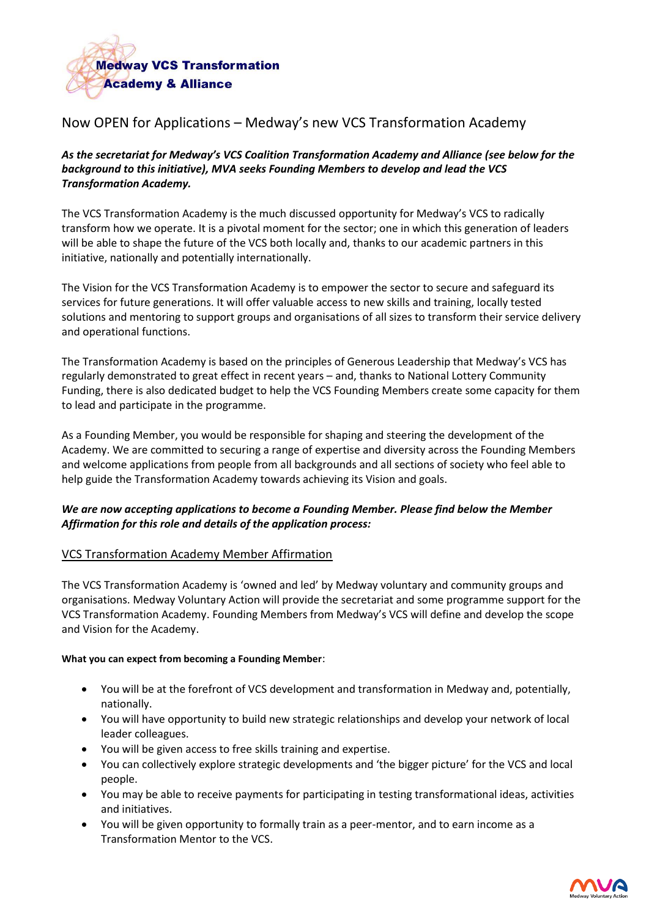**Medway VCS Transformation Academy & Alliance**

# Now OPEN for Applications – Medway's new VCS Transformation Academy

***As the secretariat for Medway's VCS Coalition Transformation Academy and Alliance (see below for the background to this initiative), MVA seeks Founding Members to develop and lead the VCS Transformation Academy.***

The VCS Transformation Academy is the much discussed opportunity for Medway's VCS to radically transform how we operate. It is a pivotal moment for the sector; one in which this generation of leaders will be able to shape the future of the VCS both locally and, thanks to our academic partners in this initiative, nationally and potentially internationally.

The Vision for the VCS Transformation Academy is to empower the sector to secure and safeguard its services for future generations. It will offer valuable access to new skills and training, locally tested solutions and mentoring to support groups and organisations of all sizes to transform their service delivery and operational functions.

The Transformation Academy is based on the principles of Generous Leadership that Medway's VCS has regularly demonstrated to great effect in recent years – and, thanks to National Lottery Community Funding, there is also dedicated budget to help the VCS Founding Members create some capacity for them to lead and participate in the programme.

As a Founding Member, you would be responsible for shaping and steering the development of the Academy. We are committed to securing a range of expertise and diversity across the Founding Members and welcome applications from people from all backgrounds and all sections of society who feel able to help guide the Transformation Academy towards achieving its Vision and goals.

***We are now accepting applications to become a Founding Member. Please find below the Member Affirmation for this role and details of the application process:***

## VCS Transformation Academy Member Affirmation

The VCS Transformation Academy is 'owned and led' by Medway voluntary and community groups and organisations. Medway Voluntary Action will provide the secretariat and some programme support for the VCS Transformation Academy. Founding Members from Medway's VCS will define and develop the scope and Vision for the Academy.

**What you can expect from becoming a Founding Member**:

- You will be at the forefront of VCS development and transformation in Medway and, potentially, nationally.
- You will have opportunity to build new strategic relationships and develop your network of local leader colleagues.
- You will be given access to free skills training and expertise.
- You can collectively explore strategic developments and 'the bigger picture' for the VCS and local people.
- You may be able to receive payments for participating in testing transformational ideas, activities and initiatives.
- You will be given opportunity to formally train as a peer-mentor, and to earn income as a Transformation Mentor to the VCS.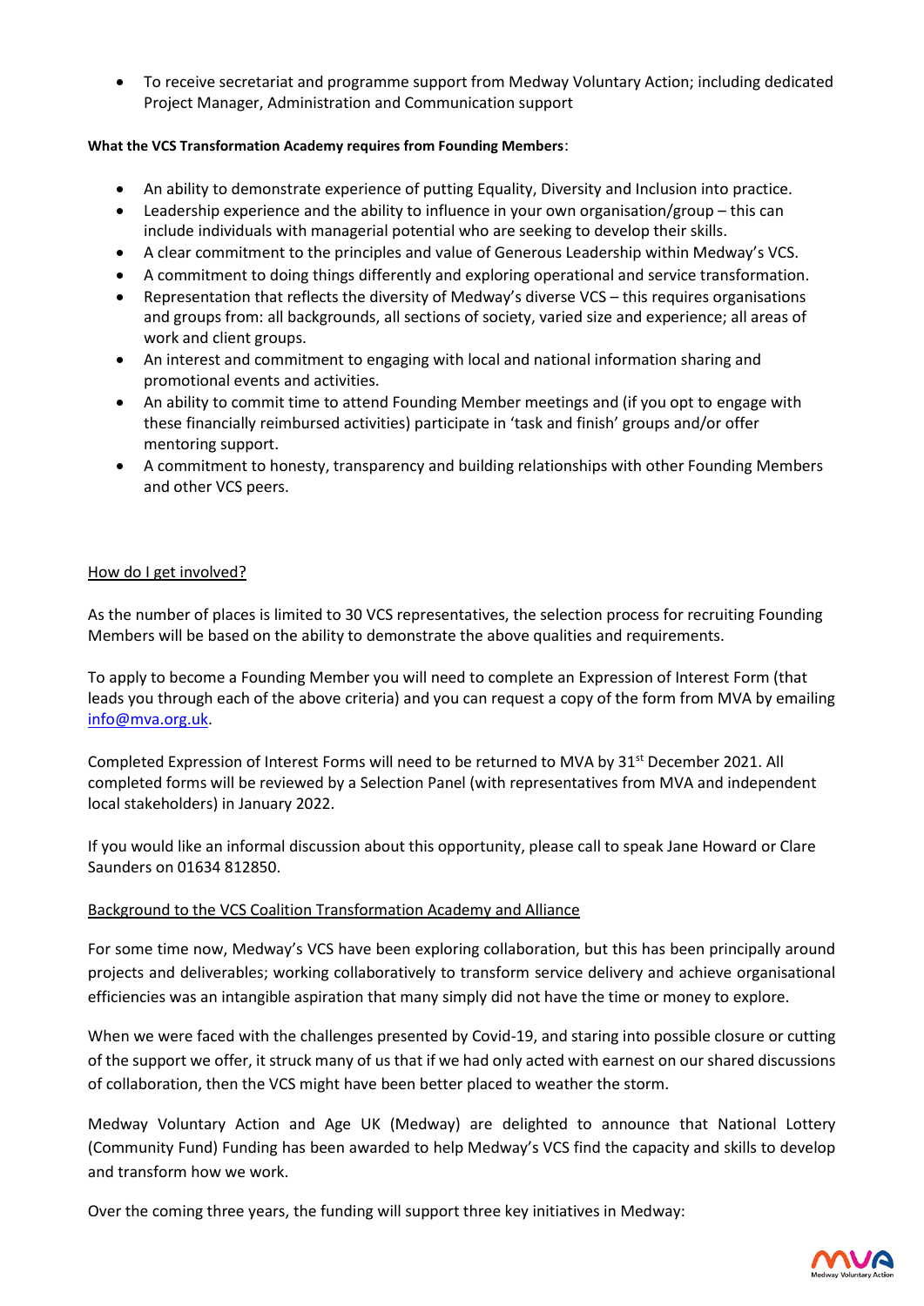- To receive secretariat and programme support from Medway Voluntary Action; including dedicated Project Manager, Administration and Communication support

**What the VCS Transformation Academy requires from Founding Members**:

- An ability to demonstrate experience of putting Equality, Diversity and Inclusion into practice.
- Leadership experience and the ability to influence in your own organisation/group – this can include individuals with managerial potential who are seeking to develop their skills.
- A clear commitment to the principles and value of Generous Leadership within Medway's VCS.
- A commitment to doing things differently and exploring operational and service transformation.
- Representation that reflects the diversity of Medway's diverse VCS – this requires organisations and groups from: all backgrounds, all sections of society, varied size and experience; all areas of work and client groups.
- An interest and commitment to engaging with local and national information sharing and promotional events and activities.
- An ability to commit time to attend Founding Member meetings and (if you opt to engage with these financially reimbursed activities) participate in 'task and finish' groups and/or offer mentoring support.
- A commitment to honesty, transparency and building relationships with other Founding Members and other VCS peers.

## How do I get involved?

As the number of places is limited to 30 VCS representatives, the selection process for recruiting Founding Members will be based on the ability to demonstrate the above qualities and requirements.

To apply to become a Founding Member you will need to complete an Expression of Interest Form (that leads you through each of the above criteria) and you can request a copy of the form from MVA by emailing info@mva.org.uk.

Completed Expression of Interest Forms will need to be returned to MVA by 31st December 2021. All completed forms will be reviewed by a Selection Panel (with representatives from MVA and independent local stakeholders) in January 2022.

If you would like an informal discussion about this opportunity, please call to speak Jane Howard or Clare Saunders on 01634 812850.

## Background to the VCS Coalition Transformation Academy and Alliance

For some time now, Medway's VCS have been exploring collaboration, but this has been principally around projects and deliverables; working collaboratively to transform service delivery and achieve organisational efficiencies was an intangible aspiration that many simply did not have the time or money to explore.

When we were faced with the challenges presented by Covid-19, and staring into possible closure or cutting of the support we offer, it struck many of us that if we had only acted with earnest on our shared discussions of collaboration, then the VCS might have been better placed to weather the storm.

Medway Voluntary Action and Age UK (Medway) are delighted to announce that National Lottery (Community Fund) Funding has been awarded to help Medway's VCS find the capacity and skills to develop and transform how we work.

Over the coming three years, the funding will support three key initiatives in Medway: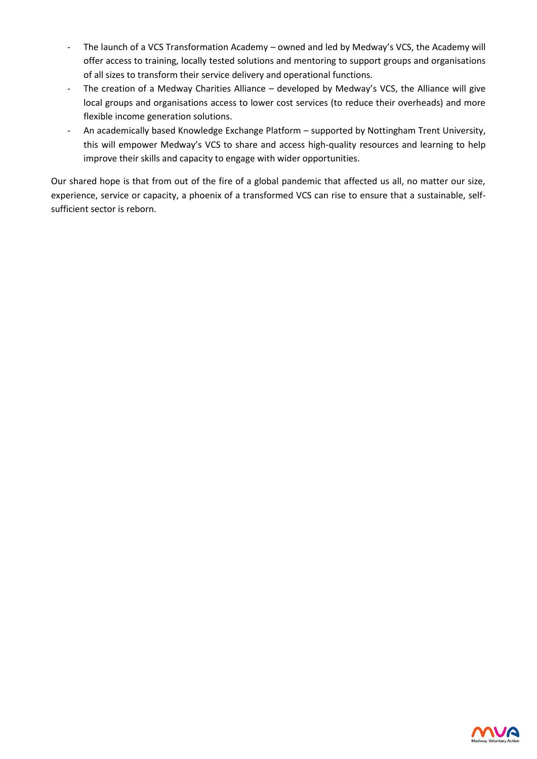- The launch of a VCS Transformation Academy – owned and led by Medway's VCS, the Academy will offer access to training, locally tested solutions and mentoring to support groups and organisations of all sizes to transform their service delivery and operational functions.
- The creation of a Medway Charities Alliance – developed by Medway's VCS, the Alliance will give local groups and organisations access to lower cost services (to reduce their overheads) and more flexible income generation solutions.
- An academically based Knowledge Exchange Platform – supported by Nottingham Trent University, this will empower Medway's VCS to share and access high-quality resources and learning to help improve their skills and capacity to engage with wider opportunities.

Our shared hope is that from out of the fire of a global pandemic that affected us all, no matter our size, experience, service or capacity, a phoenix of a transformed VCS can rise to ensure that a sustainable, self-sufficient sector is reborn.